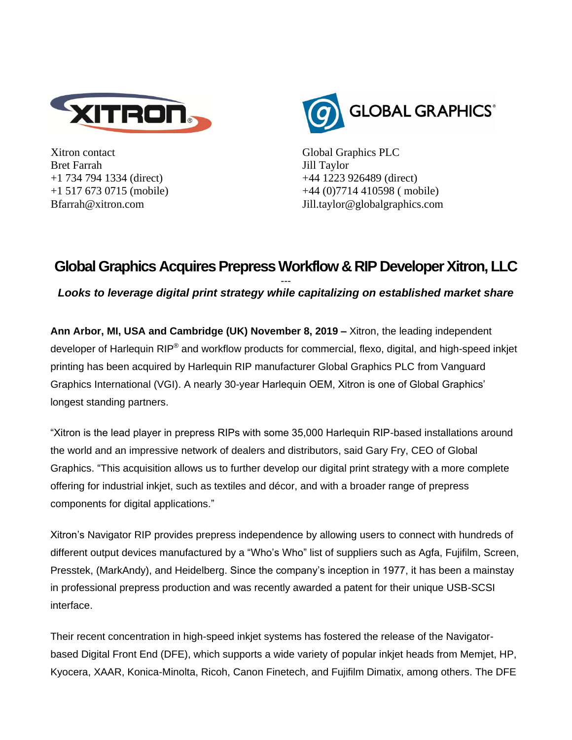Xitron contact
Bret Farrah
+1 734 794 1334 (direct)
+1 517 673 0715 (mobile)
Bfarrah@xitron.com

Global Graphics PLC
Jill Taylor
+44 1223 926489 (direct)
+44 (0)7714 410598 ( mobile)
Jill.taylor@globalgraphics.com

# Global Graphics Acquires Prepress Workflow & RIP Developer Xitron, LLC

---

***Looks to leverage digital print strategy while capitalizing on established market share***

**Ann Arbor, MI, USA and Cambridge (UK) November 8, 2019 –** Xitron, the leading independent developer of Harlequin RIP® and workflow products for commercial, flexo, digital, and high-speed inkjet printing has been acquired by Harlequin RIP manufacturer Global Graphics PLC from Vanguard Graphics International (VGI). A nearly 30-year Harlequin OEM, Xitron is one of Global Graphics' longest standing partners.

"Xitron is the lead player in prepress RIPs with some 35,000 Harlequin RIP-based installations around the world and an impressive network of dealers and distributors, said Gary Fry, CEO of Global Graphics. "This acquisition allows us to further develop our digital print strategy with a more complete offering for industrial inkjet, such as textiles and décor, and with a broader range of prepress components for digital applications."

Xitron's Navigator RIP provides prepress independence by allowing users to connect with hundreds of different output devices manufactured by a "Who's Who" list of suppliers such as Agfa, Fujifilm, Screen, Presstek, (MarkAndy), and Heidelberg. Since the company's inception in 1977, it has been a mainstay in professional prepress production and was recently awarded a patent for their unique USB-SCSI interface.

Their recent concentration in high-speed inkjet systems has fostered the release of the Navigator-based Digital Front End (DFE), which supports a wide variety of popular inkjet heads from Memjet, HP, Kyocera, XAAR, Konica-Minolta, Ricoh, Canon Finetech, and Fujifilm Dimatix, among others. The DFE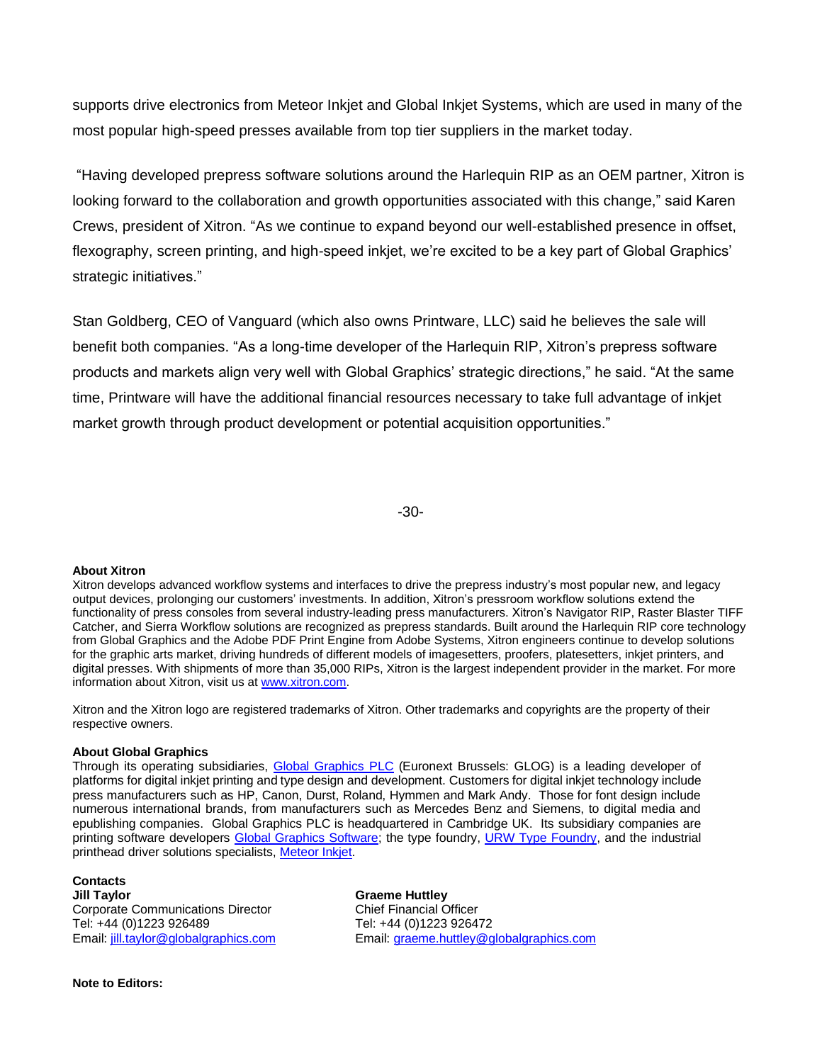supports drive electronics from Meteor Inkjet and Global Inkjet Systems, which are used in many of the most popular high-speed presses available from top tier suppliers in the market today.

"Having developed prepress software solutions around the Harlequin RIP as an OEM partner, Xitron is looking forward to the collaboration and growth opportunities associated with this change," said Karen Crews, president of Xitron. "As we continue to expand beyond our well-established presence in offset, flexography, screen printing, and high-speed inkjet, we're excited to be a key part of Global Graphics' strategic initiatives."

Stan Goldberg, CEO of Vanguard (which also owns Printware, LLC) said he believes the sale will benefit both companies. "As a long-time developer of the Harlequin RIP, Xitron's prepress software products and markets align very well with Global Graphics' strategic directions," he said. "At the same time, Printware will have the additional financial resources necessary to take full advantage of inkjet market growth through product development or potential acquisition opportunities."

-30-

**About Xitron**

Xitron develops advanced workflow systems and interfaces to drive the prepress industry's most popular new, and legacy output devices, prolonging our customers' investments. In addition, Xitron's pressroom workflow solutions extend the functionality of press consoles from several industry-leading press manufacturers. Xitron's Navigator RIP, Raster Blaster TIFF Catcher, and Sierra Workflow solutions are recognized as prepress standards. Built around the Harlequin RIP core technology from Global Graphics and the Adobe PDF Print Engine from Adobe Systems, Xitron engineers continue to develop solutions for the graphic arts market, driving hundreds of different models of imagesetters, proofers, platesetters, inkjet printers, and digital presses. With shipments of more than 35,000 RIPs, Xitron is the largest independent provider in the market. For more information about Xitron, visit us at www.xitron.com.

Xitron and the Xitron logo are registered trademarks of Xitron. Other trademarks and copyrights are the property of their respective owners.

**About Global Graphics**

Through its operating subsidiaries, Global Graphics PLC (Euronext Brussels: GLOG) is a leading developer of platforms for digital inkjet printing and type design and development. Customers for digital inkjet technology include press manufacturers such as HP, Canon, Durst, Roland, Hymmen and Mark Andy. Those for font design include numerous international brands, from manufacturers such as Mercedes Benz and Siemens, to digital media and epublishing companies. Global Graphics PLC is headquartered in Cambridge UK. Its subsidiary companies are printing software developers Global Graphics Software; the type foundry, URW Type Foundry, and the industrial printhead driver solutions specialists, Meteor Inkjet.

**Contacts**

**Jill Taylor**
Corporate Communications Director
Tel: +44 (0)1223 926489
Email: jill.taylor@globalgraphics.com

**Graeme Huttley**
Chief Financial Officer
Tel: +44 (0)1223 926472
Email: graeme.huttley@globalgraphics.com

**Note to Editors:**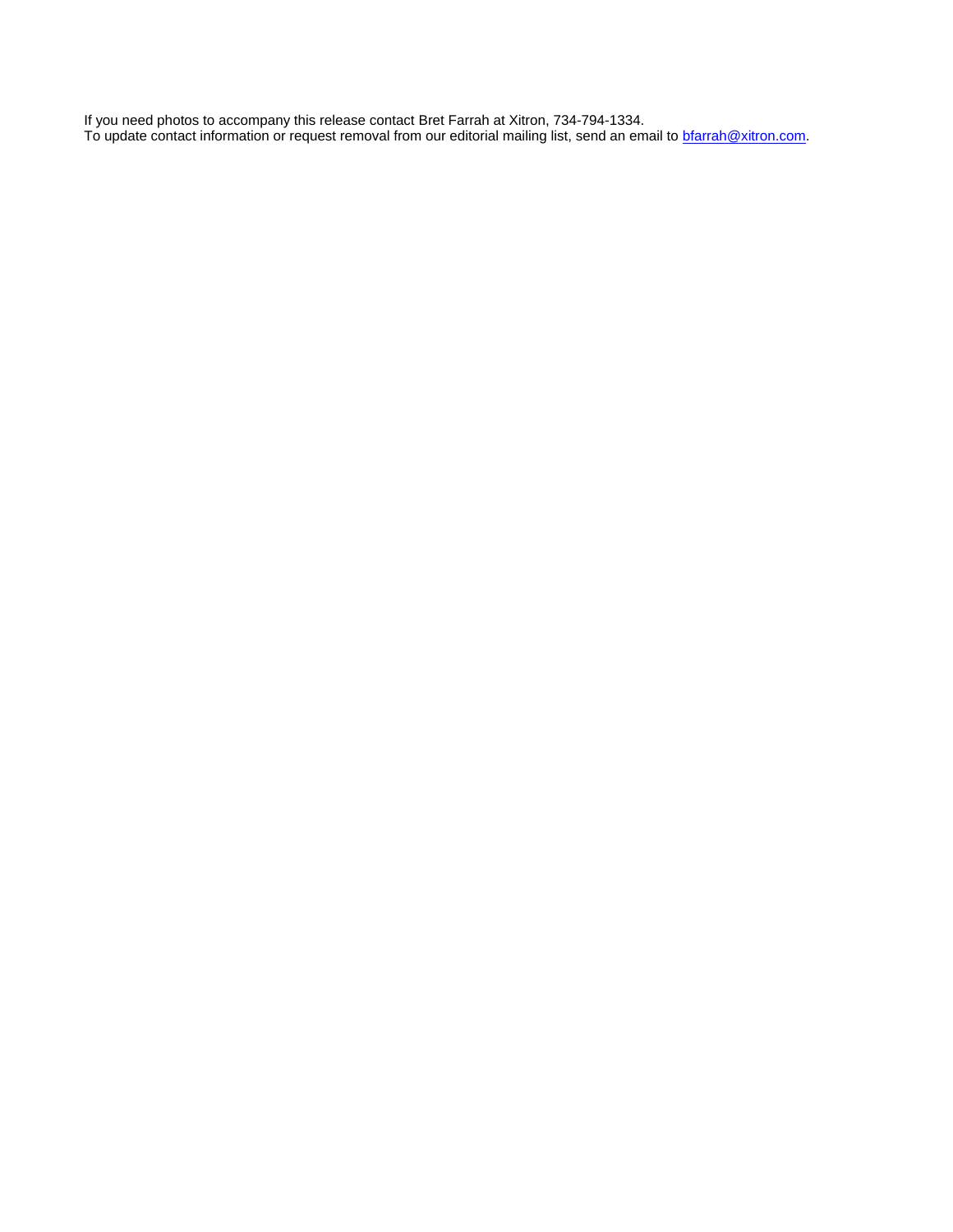If you need photos to accompany this release contact Bret Farrah at Xitron, 734-794-1334.
To update contact information or request removal from our editorial mailing list, send an email to bfarrah@xitron.com.